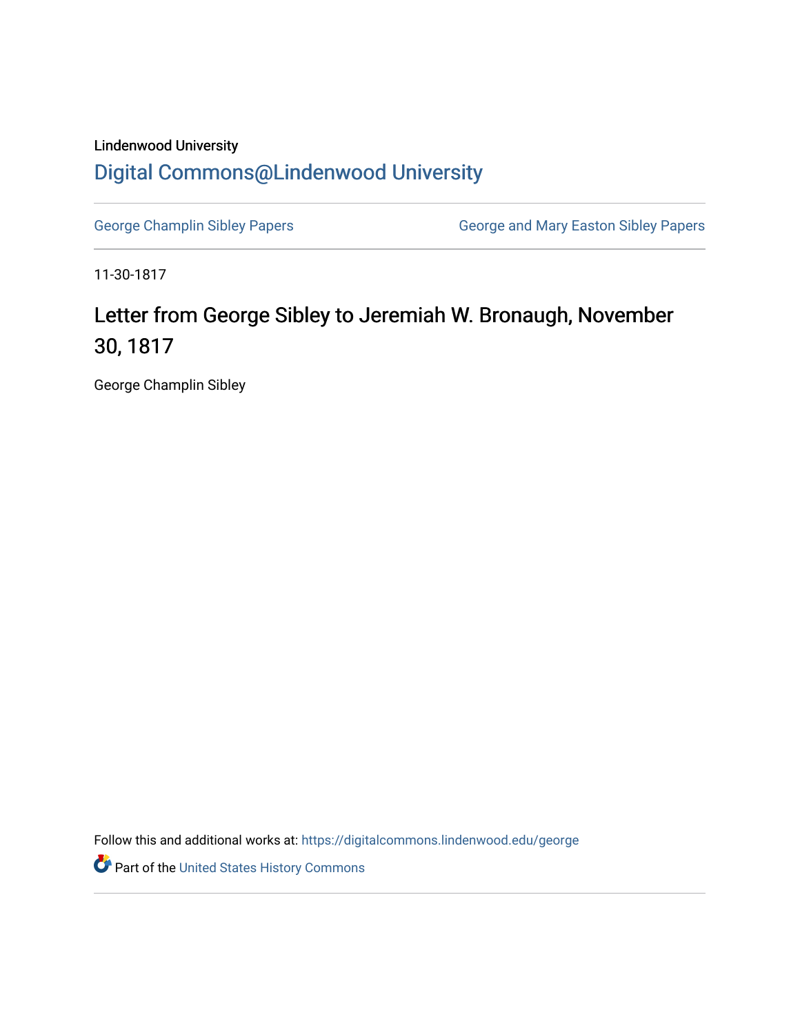Lindenwood University

## Digital Commons@Lindenwood University

George Champlin Sibley Papers | George and Mary Easton Sibley Papers

11-30-1817

# Letter from George Sibley to Jeremiah W. Bronaugh, November 30, 1817

George Champlin Sibley

Follow this and additional works at: https://digitalcommons.lindenwood.edu/george

Part of the United States History Commons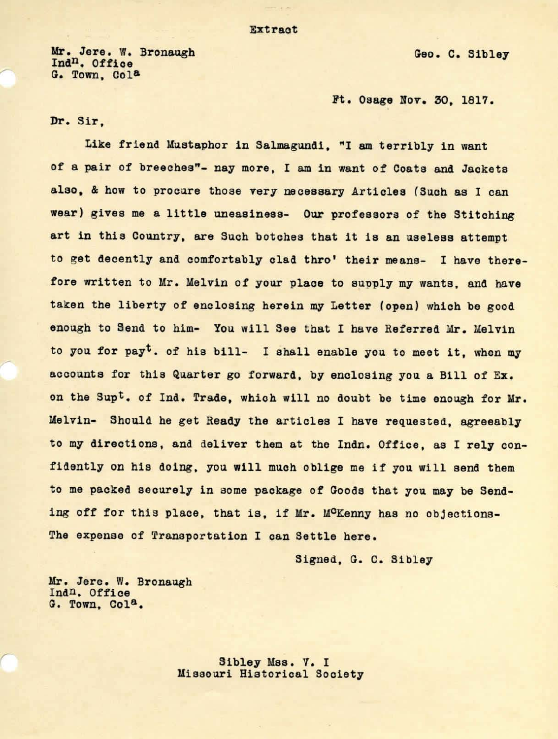Extract

Mr. Jere. W. Bronaugh
Ind$^{n}$. Office
G. Town, Col$^{a}$

Geo. C. Sibley

Ft. Osage Nov. 30, 1817.

Dr. Sir,

Like friend Mustaphor in Salmagundi, "I am terribly in want of a pair of breeches"- nay more, I am in want of Coats and Jackets also, & how to procure those very necessary Articles (Such as I can wear) gives me a little uneasiness- Our professors of the Stitching art in this Country, are Such botches that it is an useless attempt to get decently and comfortably clad thro' their means- I have therefore written to Mr. Melvin of your place to supply my wants, and have taken the liberty of enclosing herein my Letter (open) which be good enough to Send to him- You will See that I have Referred Mr. Melvin to you for pay$^{t}$. of his bill- I shall enable you to meet it, when my accounts for this Quarter go forward, by enclosing you a Bill of Ex. on the Sup$^{t}$. of Ind. Trade, which will no doubt be time enough for Mr. Melvin- Should he get Ready the articles I have requested, agreeably to my directions, and deliver them at the Ind$^{n}$. Office, as I rely confidently on his doing, you will much oblige me if you will send them to me packed securely in some package of Goods that you may be Sending off for this place, that is, if Mr. M$^{c}$Kenny has no objections- The expense of Transportation I can Settle here.

Signed, G. C. Sibley

Mr. Jere. W. Bronaugh
Ind$^{n}$. Office
G. Town, Col$^{a}$.

Sibley Mss. V. I
Missouri Historical Society